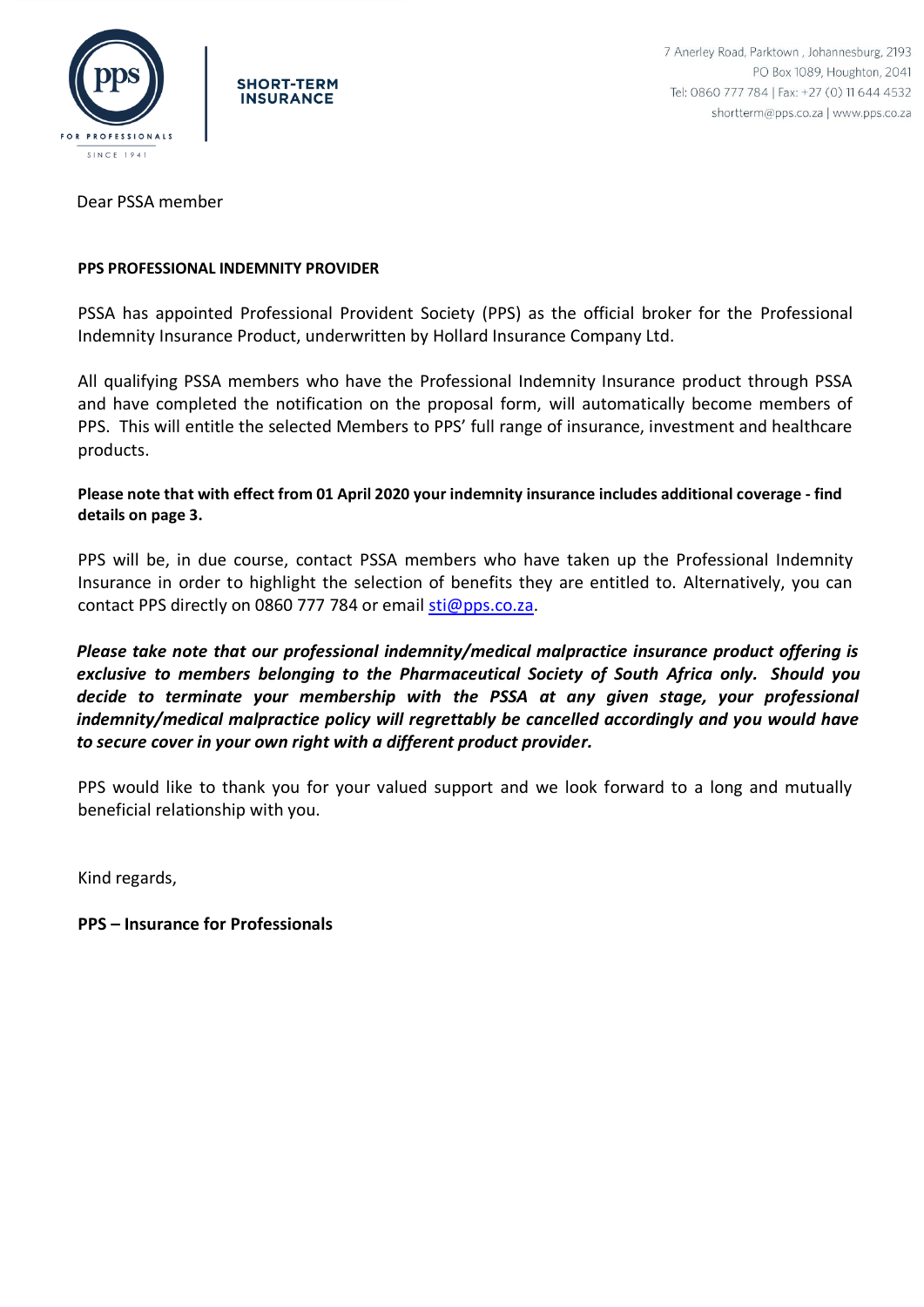pps FOR PROFESSIONALS SINCE 1941

SHORT-TERM INSURANCE

7 Anerley Road, Parktown , Johannesburg, 2193
PO Box 1089, Houghton, 2041
Tel: 0860 777 784 | Fax: +27 (0) 11 644 4532
shortterm@pps.co.za | www.pps.co.za

Dear PSSA member

**PPS PROFESSIONAL INDEMNITY PROVIDER**

PSSA has appointed Professional Provident Society (PPS) as the official broker for the Professional Indemnity Insurance Product, underwritten by Hollard Insurance Company Ltd.

All qualifying PSSA members who have the Professional Indemnity Insurance product through PSSA and have completed the notification on the proposal form, will automatically become members of PPS. This will entitle the selected Members to PPS' full range of insurance, investment and healthcare products.

**Please note that with effect from 01 April 2020 your indemnity insurance includes additional coverage - find details on page 3.**

PPS will be, in due course, contact PSSA members who have taken up the Professional Indemnity Insurance in order to highlight the selection of benefits they are entitled to. Alternatively, you can contact PPS directly on 0860 777 784 or email sti@pps.co.za.

***Please take note that our professional indemnity/medical malpractice insurance product offering is exclusive to members belonging to the Pharmaceutical Society of South Africa only. Should you decide to terminate your membership with the PSSA at any given stage, your professional indemnity/medical malpractice policy will regrettably be cancelled accordingly and you would have to secure cover in your own right with a different product provider.***

PPS would like to thank you for your valued support and we look forward to a long and mutually beneficial relationship with you.

Kind regards,

**PPS – Insurance for Professionals**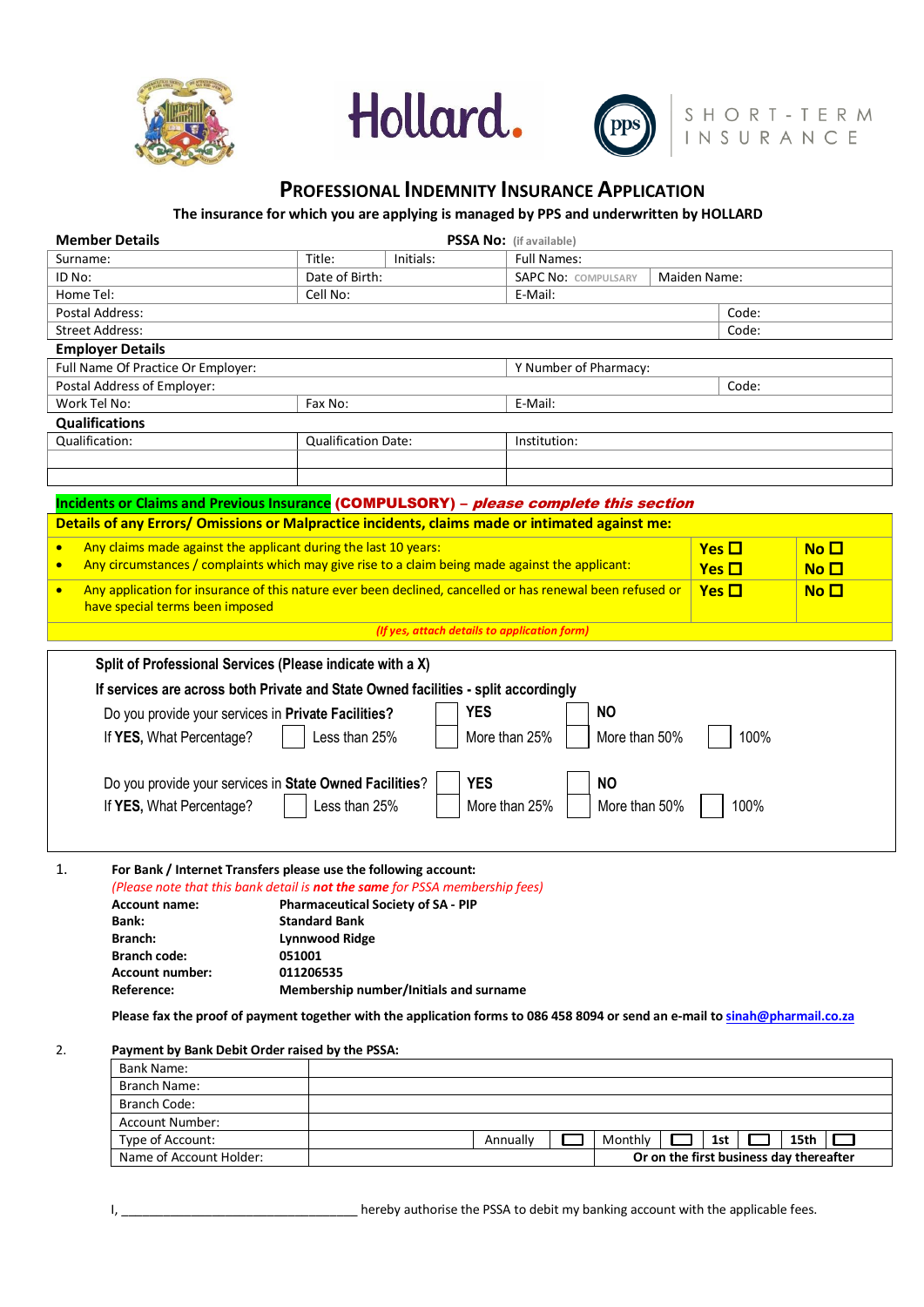# Professional Indemnity Insurance Application

**The insurance for which you are applying is managed by PPS and underwritten by HOLLARD**

**Member Details** **PSSA No:** (if available)

| Surname: | Title: | Initials: | Full Names: | |
|---|---|---|---|---|
| ID No: | Date of Birth: | | SAPC No: COMPULSARY | Maiden Name: |
| Home Tel: | Cell No: | | E-Mail: | |
| Postal Address: | | | | Code: |
| Street Address: | | | | Code: |

**Employer Details**

| Full Name Of Practice Or Employer: | | Y Number of Pharmacy: | |
|---|---|---|---|
| Postal Address of Employer: | | | Code: |
| Work Tel No: | Fax No: | E-Mail: | |

**Qualifications**

| Qualification: | Qualification Date: | Institution: |
|---|---|---|
| | | |
| | | |

**Incidents or Claims and Previous Insurance (COMPULSORY)** – *please complete this section*

**Details of any Errors/ Omissions or Malpractice incidents, claims made or intimated against me:**

| | | |
|---|---|---|
| • Any claims made against the applicant during the last 10 years: | Yes ☐ | No ☐ |
| • Any circumstances / complaints which may give rise to a claim being made against the applicant: | Yes ☐ | No ☐ |
| • Any application for insurance of this nature ever been declined, cancelled or has renewal been refused or have special terms been imposed | Yes ☐ | No ☐ |

*(If yes, attach details to application form)*

**Split of Professional Services (Please indicate with a X)**

**If services are across both Private and State Owned facilities - split accordingly**

| | | | | |
|---|---|---|---|---|
| Do you provide your services in **Private Facilities?** | | ☐ **YES** | ☐ **NO** | |
| If **YES**, What Percentage? | ☐ Less than 25% | ☐ More than 25% | ☐ More than 50% | ☐ 100% |
| Do you provide your services in **State Owned Facilities?** | | ☐ **YES** | ☐ **NO** | |
| If **YES**, What Percentage? | ☐ Less than 25% | ☐ More than 25% | ☐ More than 50% | ☐ 100% |

1. **For Bank / Internet Transfers please use the following account:**
   *(Please note that this bank detail is **not the same** for PSSA membership fees)*

   **Account name:** **Pharmaceutical Society of SA - PIP**
   **Bank:** **Standard Bank**
   **Branch:** **Lynnwood Ridge**
   **Branch code:** **051001**
   **Account number:** **011206535**
   **Reference:** **Membership number/Initials and surname**

   **Please fax the proof of payment together with the application forms to 086 458 8094 or send an e-mail to sinah@pharmail.co.za**

2. **Payment by Bank Debit Order raised by the PSSA:**

| | | | | | | | | |
|---|---|---|---|---|---|---|---|---|
| Bank Name: | | | | | | | | |
| Branch Name: | | | | | | | | |
| Branch Code: | | | | | | | | |
| Account Number: | | | | | | | | |
| Type of Account: | | Annually | ☐ | Monthly | ☐ | 1st | ☐ | 15th ☐ |
| Name of Account Holder: | | | Or on the first business day thereafter | | | | | |

I, __________________________________ hereby authorise the PSSA to debit my banking account with the applicable fees.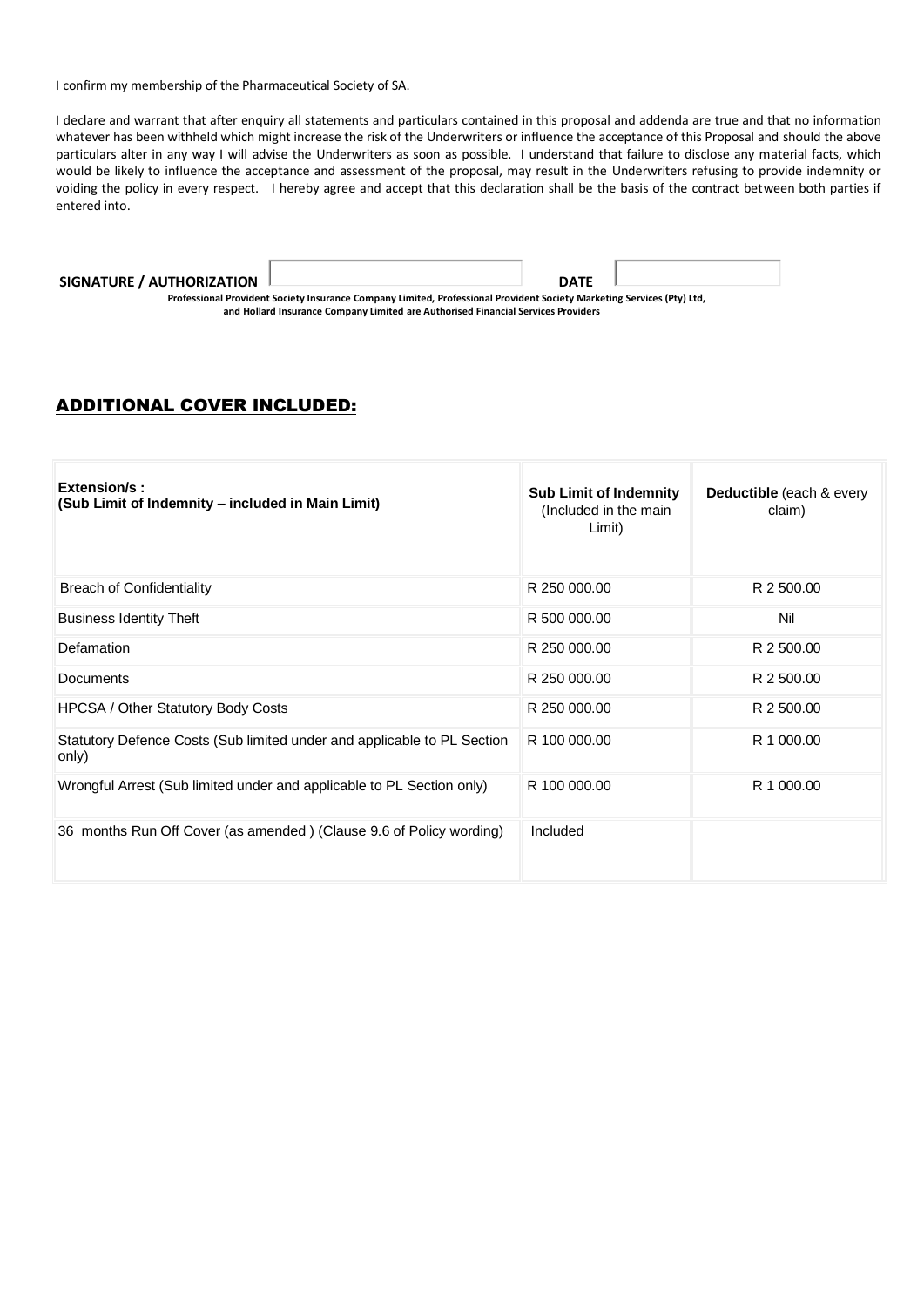I confirm my membership of the Pharmaceutical Society of SA.

I declare and warrant that after enquiry all statements and particulars contained in this proposal and addenda are true and that no information whatever has been withheld which might increase the risk of the Underwriters or influence the acceptance of this Proposal and should the above particulars alter in any way I will advise the Underwriters as soon as possible. I understand that failure to disclose any material facts, which would be likely to influence the acceptance and assessment of the proposal, may result in the Underwriters refusing to provide indemnity or voiding the policy in every respect. I hereby agree and accept that this declaration shall be the basis of the contract between both parties if entered into.

**SIGNATURE / AUTHORIZATION** \_\_\_\_\_\_\_\_\_\_\_\_\_\_\_\_\_\_\_\_ **DATE** \_\_\_\_\_\_\_\_\_\_

**Professional Provident Society Insurance Company Limited, Professional Provident Society Marketing Services (Pty) Ltd, and Hollard Insurance Company Limited are Authorised Financial Services Providers**

## ADDITIONAL COVER INCLUDED:

| **Extension/s :** **(Sub Limit of Indemnity – included in Main Limit)** | **Sub Limit of Indemnity** (Included in the main Limit) | **Deductible** (each & every claim) |
|---|---|---|
| Breach of Confidentiality | R 250 000.00 | R 2 500.00 |
| Business Identity Theft | R 500 000.00 | Nil |
| Defamation | R 250 000.00 | R 2 500.00 |
| Documents | R 250 000.00 | R 2 500.00 |
| HPCSA / Other Statutory Body Costs | R 250 000.00 | R 2 500.00 |
| Statutory Defence Costs (Sub limited under and applicable to PL Section only) | R 100 000.00 | R 1 000.00 |
| Wrongful Arrest (Sub limited under and applicable to PL Section only) | R 100 000.00 | R 1 000.00 |
| 36 months Run Off Cover (as amended ) (Clause 9.6 of Policy wording) | Included | |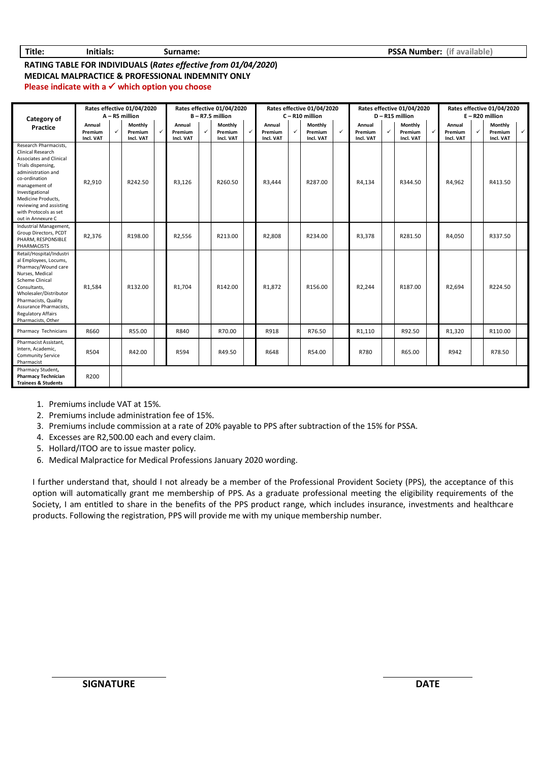**Title:** **Initials:** **Surname:** **PSSA Number:** (if available)

**RATING TABLE FOR INDIVIDUALS (*Rates effective from 01/04/2020*)**
**MEDICAL MALPRACTICE & PROFESSIONAL INDEMNITY ONLY**
**Please indicate with a ✓ which option you choose**

| Category of Practice | Rates effective 01/04/2020 A – R5 million | | | | Rates effective 01/04/2020 B – R7.5 million | | | | Rates effective 01/04/2020 C – R10 million | | | | Rates effective 01/04/2020 D – R15 million | | | | Rates effective 01/04/2020 E – R20 million | | | |
|---|---|---|---|---|---|---|---|---|---|---|---|---|---|---|---|---|---|---|---|---|
| | Annual Premium Incl. VAT | ✓ | Monthly Premium Incl. VAT | ✓ | Annual Premium Incl. VAT | ✓ | Monthly Premium Incl. VAT | ✓ | Annual Premium Incl. VAT | ✓ | Monthly Premium Incl. VAT | ✓ | Annual Premium Incl. VAT | ✓ | Monthly Premium Incl. VAT | ✓ | Annual Premium Incl. VAT | ✓ | Monthly Premium Incl. VAT | ✓ |
| Research Pharmacists, Clinical Research Associates and Clinical Trials dispensing, administration and co-ordination management of Investigational Medicine Products, reviewing and assisting with Protocols as set out in Annexure C | R2,910 | | R242.50 | | R3,126 | | R260.50 | | R3,444 | | R287.00 | | R4,134 | | R344.50 | | R4,962 | | R413.50 | |
| Industrial Management, Group Directors, PCDT PHARM, RESPONSIBLE PHARMACISTS | R2,376 | | R198.00 | | R2,556 | | R213.00 | | R2,808 | | R234.00 | | R3,378 | | R281.50 | | R4,050 | | R337.50 | |
| Retail/Hospital/Industrial Employees, Locums, Pharmacy/Wound care Nurses, Medical Scheme Clinical Consultants, Wholesaler/Distributor Pharmacists, Quality Assurance Pharmacists, Regulatory Affairs Pharmacists, Other | R1,584 | | R132.00 | | R1,704 | | R142.00 | | R1,872 | | R156.00 | | R2,244 | | R187.00 | | R2,694 | | R224.50 | |
| Pharmacy Technicians | R660 | | R55.00 | | R840 | | R70.00 | | R918 | | R76.50 | | R1,110 | | R92.50 | | R1,320 | | R110.00 | |
| Pharmacist Assistant, Intern, Academic, Community Service Pharmacist | R504 | | R42.00 | | R594 | | R49.50 | | R648 | | R54.00 | | R780 | | R65.00 | | R942 | | R78.50 | |
| Pharmacy Student, **Pharmacy Technician Trainees & Students** | R200 | | | | | | | | | | | | | | | | | | | |

1. Premiums include VAT at 15%.
2. Premiums include administration fee of 15%.
3. Premiums include commission at a rate of 20% payable to PPS after subtraction of the 15% for PSSA.
4. Excesses are R2,500.00 each and every claim.
5. Hollard/ITOO are to issue master policy.
6. Medical Malpractice for Medical Professions January 2020 wording.

I further understand that, should I not already be a member of the Professional Provident Society (PPS), the acceptance of this option will automatically grant me membership of PPS. As a graduate professional meeting the eligibility requirements of the Society, I am entitled to share in the benefits of the PPS product range, which includes insurance, investments and healthcare products. Following the registration, PPS will provide me with my unique membership number.

**SIGNATURE** **DATE**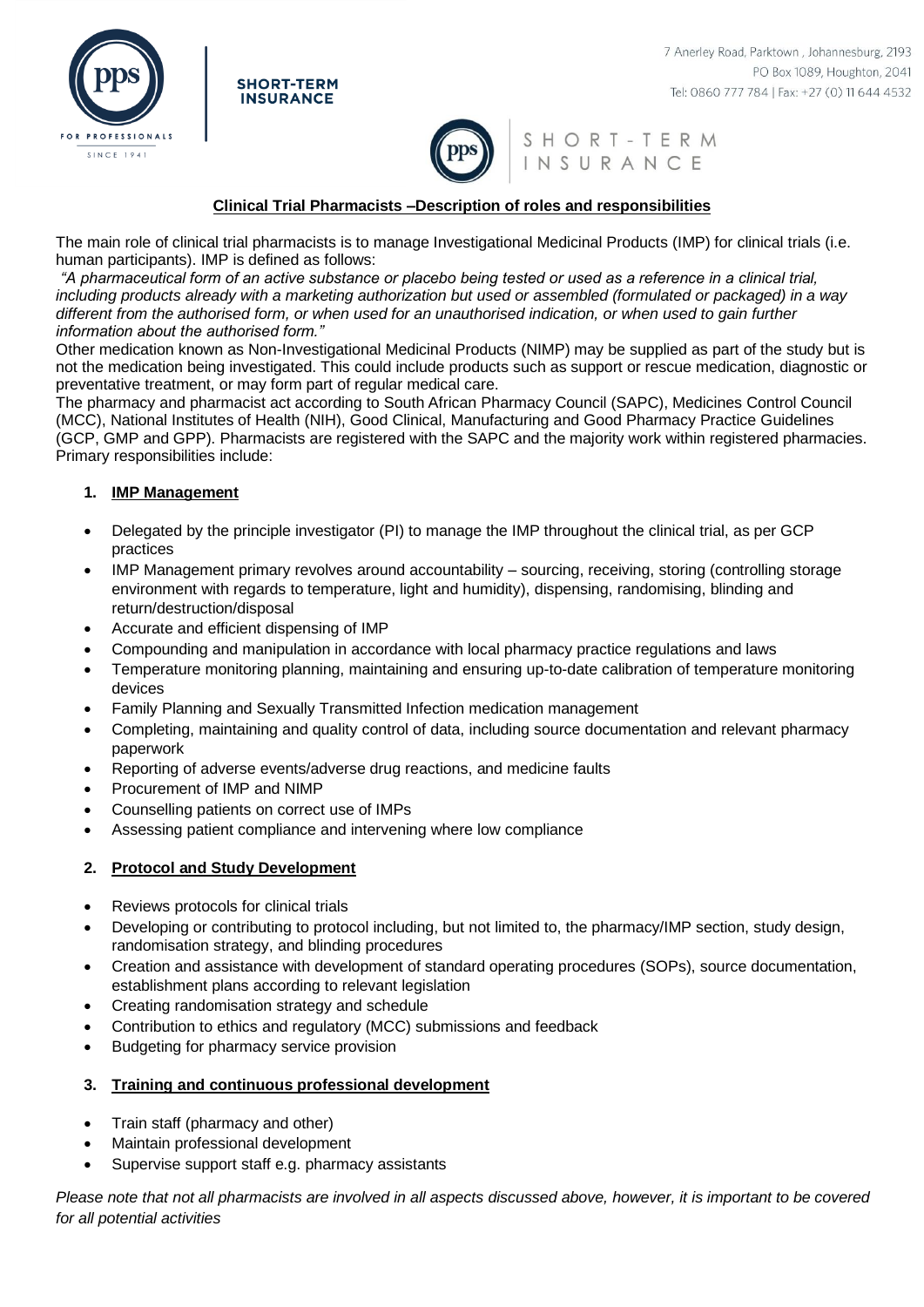## Clinical Trial Pharmacists –Description of roles and responsibilities

The main role of clinical trial pharmacists is to manage Investigational Medicinal Products (IMP) for clinical trials (i.e. human participants). IMP is defined as follows:

*"A pharmaceutical form of an active substance or placebo being tested or used as a reference in a clinical trial, including products already with a marketing authorization but used or assembled (formulated or packaged) in a way different from the authorised form, or when used for an unauthorised indication, or when used to gain further information about the authorised form."*

Other medication known as Non-Investigational Medicinal Products (NIMP) may be supplied as part of the study but is not the medication being investigated. This could include products such as support or rescue medication, diagnostic or preventative treatment, or may form part of regular medical care.

The pharmacy and pharmacist act according to South African Pharmacy Council (SAPC), Medicines Control Council (MCC), National Institutes of Health (NIH), Good Clinical, Manufacturing and Good Pharmacy Practice Guidelines (GCP, GMP and GPP). Pharmacists are registered with the SAPC and the majority work within registered pharmacies. Primary responsibilities include:

### 1. IMP Management

- Delegated by the principle investigator (PI) to manage the IMP throughout the clinical trial, as per GCP practices
- IMP Management primary revolves around accountability – sourcing, receiving, storing (controlling storage environment with regards to temperature, light and humidity), dispensing, randomising, blinding and return/destruction/disposal
- Accurate and efficient dispensing of IMP
- Compounding and manipulation in accordance with local pharmacy practice regulations and laws
- Temperature monitoring planning, maintaining and ensuring up-to-date calibration of temperature monitoring devices
- Family Planning and Sexually Transmitted Infection medication management
- Completing, maintaining and quality control of data, including source documentation and relevant pharmacy paperwork
- Reporting of adverse events/adverse drug reactions, and medicine faults
- Procurement of IMP and NIMP
- Counselling patients on correct use of IMPs
- Assessing patient compliance and intervening where low compliance

### 2. Protocol and Study Development

- Reviews protocols for clinical trials
- Developing or contributing to protocol including, but not limited to, the pharmacy/IMP section, study design, randomisation strategy, and blinding procedures
- Creation and assistance with development of standard operating procedures (SOPs), source documentation, establishment plans according to relevant legislation
- Creating randomisation strategy and schedule
- Contribution to ethics and regulatory (MCC) submissions and feedback
- Budgeting for pharmacy service provision

### 3. Training and continuous professional development

- Train staff (pharmacy and other)
- Maintain professional development
- Supervise support staff e.g. pharmacy assistants

*Please note that not all pharmacists are involved in all aspects discussed above, however, it is important to be covered for all potential activities*